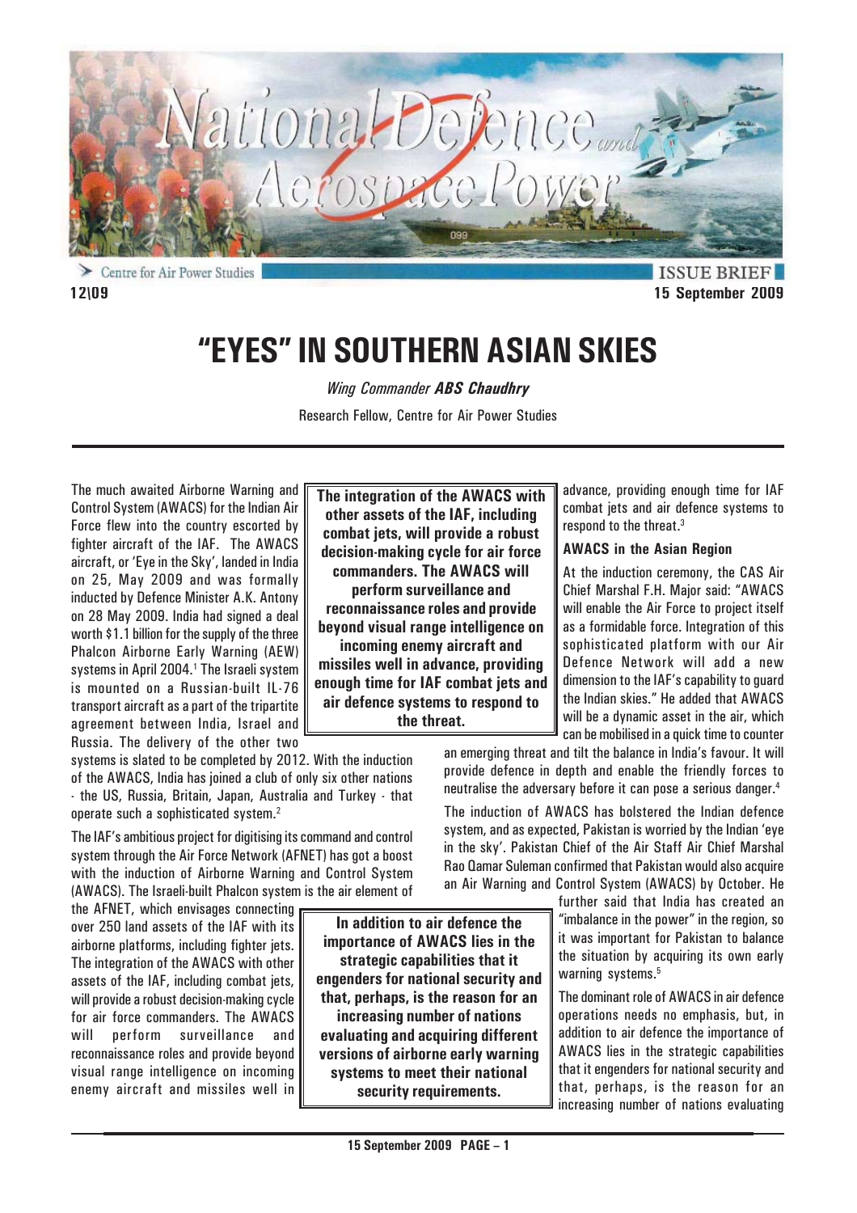Centre for Air Power Studies

ISSUE BRIEF

12\09

15 September 2009

# "EYES" IN SOUTHERN ASIAN SKIES

*Wing Commander* ***ABS Chaudhry***

Research Fellow, Centre for Air Power Studies

The much awaited Airborne Warning and Control System (AWACS) for the Indian Air Force flew into the country escorted by fighter aircraft of the IAF. The AWACS aircraft, or 'Eye in the Sky', landed in India on 25, May 2009 and was formally inducted by Defence Minister A.K. Antony on 28 May 2009. India had signed a deal worth $1.1 billion for the supply of the three Phalcon Airborne Early Warning (AEW) systems in April 2004.[1] The Israeli system is mounted on a Russian-built IL-76 transport aircraft as a part of the tripartite agreement between India, Israel and Russia. The delivery of the other two systems is slated to be completed by 2012. With the induction of the AWACS, India has joined a club of only six other nations - the US, Russia, Britain, Japan, Australia and Turkey - that operate such a sophisticated system.[2]

**The integration of the AWACS with other assets of the IAF, including combat jets, will provide a robust decision-making cycle for air force commanders. The AWACS will perform surveillance and reconnaissance roles and provide beyond visual range intelligence on incoming enemy aircraft and missiles well in advance, providing enough time for IAF combat jets and air defence systems to respond to the threat.**

The IAF's ambitious project for digitising its command and control system through the Air Force Network (AFNET) has got a boost with the induction of Airborne Warning and Control System (AWACS). The Israeli-built Phalcon system is the air element of the AFNET, which envisages connecting over 250 land assets of the IAF with its airborne platforms, including fighter jets. The integration of the AWACS with other assets of the IAF, including combat jets, will provide a robust decision-making cycle for air force commanders. The AWACS will perform surveillance and reconnaissance roles and provide beyond visual range intelligence on incoming enemy aircraft and missiles well in advance, providing enough time for IAF combat jets and air defence systems to respond to the threat.[3]

**In addition to air defence the importance of AWACS lies in the strategic capabilities that it engenders for national security and that, perhaps, is the reason for an increasing number of nations evaluating and acquiring different versions of airborne early warning systems to meet their national security requirements.**

### AWACS in the Asian Region

At the induction ceremony, the CAS Air Chief Marshal F.H. Major said: "AWACS will enable the Air Force to project itself as a formidable force. Integration of this sophisticated platform with our Air Defence Network will add a new dimension to the IAF's capability to guard the Indian skies." He added that AWACS will be a dynamic asset in the air, which can be mobilised in a quick time to counter an emerging threat and tilt the balance in India's favour. It will provide defence in depth and enable the friendly forces to neutralise the adversary before it can pose a serious danger.[4]

The induction of AWACS has bolstered the Indian defence system, and as expected, Pakistan is worried by the Indian 'eye in the sky'. Pakistan Chief of the Air Staff Air Chief Marshal Rao Qamar Suleman confirmed that Pakistan would also acquire an Air Warning and Control System (AWACS) by October. He further said that India has created an "imbalance in the power" in the region, so it was important for Pakistan to balance the situation by acquiring its own early warning systems.[5]

The dominant role of AWACS in air defence operations needs no emphasis, but, in addition to air defence the importance of AWACS lies in the strategic capabilities that it engenders for national security and that, perhaps, is the reason for an increasing number of nations evaluating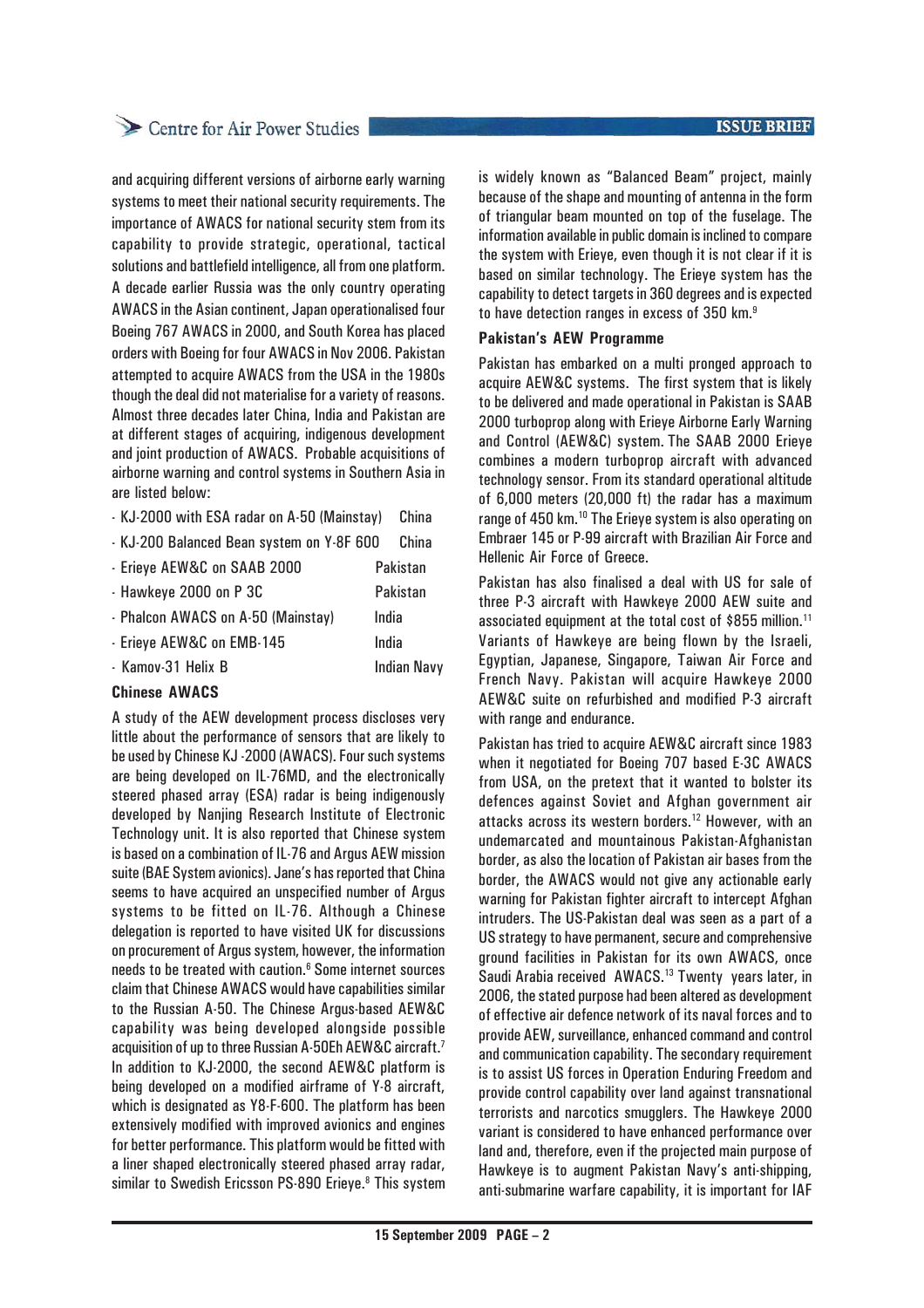and acquiring different versions of airborne early warning systems to meet their national security requirements. The importance of AWACS for national security stem from its capability to provide strategic, operational, tactical solutions and battlefield intelligence, all from one platform. A decade earlier Russia was the only country operating AWACS in the Asian continent, Japan operationalised four Boeing 767 AWACS in 2000, and South Korea has placed orders with Boeing for four AWACS in Nov 2006. Pakistan attempted to acquire AWACS from the USA in the 1980s though the deal did not materialise for a variety of reasons. Almost three decades later China, India and Pakistan are at different stages of acquiring, indigenous development and joint production of AWACS. Probable acquisitions of airborne warning and control systems in Southern Asia in are listed below:

| | |
|---|---|
| - KJ-2000 with ESA radar on A-50 (Mainstay) | China |
| - KJ-200 Balanced Bean system on Y-8F 600 | China |
| - Erieye AEW&C on SAAB 2000 | Pakistan |
| - Hawkeye 2000 on P 3C | Pakistan |
| - Phalcon AWACS on A-50 (Mainstay) | India |
| - Erieye AEW&C on EMB-145 | India |
| - Kamov-31 Helix B | Indian Navy |

**Chinese AWACS**

A study of the AEW development process discloses very little about the performance of sensors that are likely to be used by Chinese KJ -2000 (AWACS). Four such systems are being developed on IL-76MD, and the electronically steered phased array (ESA) radar is being indigenously developed by Nanjing Research Institute of Electronic Technology unit. It is also reported that Chinese system is based on a combination of IL-76 and Argus AEW mission suite (BAE System avionics). Jane's has reported that China seems to have acquired an unspecified number of Argus systems to be fitted on IL-76. Although a Chinese delegation is reported to have visited UK for discussions on procurement of Argus system, however, the information needs to be treated with caution.[6] Some internet sources claim that Chinese AWACS would have capabilities similar to the Russian A-50. The Chinese Argus-based AEW&C capability was being developed alongside possible acquisition of up to three Russian A-50Eh AEW&C aircraft.[7] In addition to KJ-2000, the second AEW&C platform is being developed on a modified airframe of Y-8 aircraft, which is designated as Y8-F-600. The platform has been extensively modified with improved avionics and engines for better performance. This platform would be fitted with a liner shaped electronically steered phased array radar, similar to Swedish Ericsson PS-890 Erieye.[8] This system is widely known as "Balanced Beam" project, mainly because of the shape and mounting of antenna in the form of triangular beam mounted on top of the fuselage. The information available in public domain is inclined to compare the system with Erieye, even though it is not clear if it is based on similar technology. The Erieye system has the capability to detect targets in 360 degrees and is expected to have detection ranges in excess of 350 km.[9]

**Pakistan's AEW Programme**

Pakistan has embarked on a multi pronged approach to acquire AEW&C systems. The first system that is likely to be delivered and made operational in Pakistan is SAAB 2000 turboprop along with Erieye Airborne Early Warning and Control (AEW&C) system. The SAAB 2000 Erieye combines a modern turboprop aircraft with advanced technology sensor. From its standard operational altitude of 6,000 meters (20,000 ft) the radar has a maximum range of 450 km.[10] The Erieye system is also operating on Embraer 145 or P-99 aircraft with Brazilian Air Force and Hellenic Air Force of Greece.

Pakistan has also finalised a deal with US for sale of three P-3 aircraft with Hawkeye 2000 AEW suite and associated equipment at the total cost of $855 million.[11] Variants of Hawkeye are being flown by the Israeli, Egyptian, Japanese, Singapore, Taiwan Air Force and French Navy. Pakistan will acquire Hawkeye 2000 AEW&C suite on refurbished and modified P-3 aircraft with range and endurance.

Pakistan has tried to acquire AEW&C aircraft since 1983 when it negotiated for Boeing 707 based E-3C AWACS from USA, on the pretext that it wanted to bolster its defences against Soviet and Afghan government air attacks across its western borders.[12] However, with an undemarcated and mountainous Pakistan-Afghanistan border, as also the location of Pakistan air bases from the border, the AWACS would not give any actionable early warning for Pakistan fighter aircraft to intercept Afghan intruders. The US-Pakistan deal was seen as a part of a US strategy to have permanent, secure and comprehensive ground facilities in Pakistan for its own AWACS, once Saudi Arabia received AWACS.[13] Twenty years later, in 2006, the stated purpose had been altered as development of effective air defence network of its naval forces and to provide AEW, surveillance, enhanced command and control and communication capability. The secondary requirement is to assist US forces in Operation Enduring Freedom and provide control capability over land against transnational terrorists and narcotics smugglers. The Hawkeye 2000 variant is considered to have enhanced performance over land and, therefore, even if the projected main purpose of Hawkeye is to augment Pakistan Navy's anti-shipping, anti-submarine warfare capability, it is important for IAF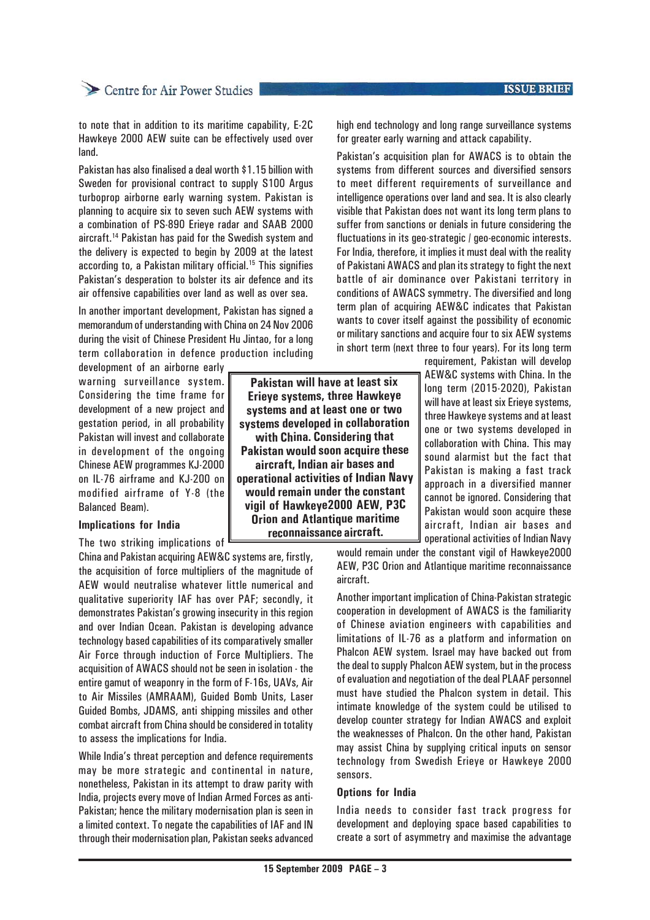to note that in addition to its maritime capability, E-2C Hawkeye 2000 AEW suite can be effectively used over land.

Pakistan has also finalised a deal worth $1.15 billion with Sweden for provisional contract to supply S100 Argus turboprop airborne early warning system. Pakistan is planning to acquire six to seven such AEW systems with a combination of PS-890 Erieye radar and SAAB 2000 aircraft.[14] Pakistan has paid for the Swedish system and the delivery is expected to begin by 2009 at the latest according to, a Pakistan military official.[15] This signifies Pakistan's desperation to bolster its air defence and its air offensive capabilities over land as well as over sea.

In another important development, Pakistan has signed a memorandum of understanding with China on 24 Nov 2006 during the visit of Chinese President Hu Jintao, for a long term collaboration in defence production including development of an airborne early warning surveillance system. Considering the time frame for development of a new project and gestation period, in all probability Pakistan will invest and collaborate in development of the ongoing Chinese AEW programmes KJ-2000 on IL-76 airframe and KJ-200 on modified airframe of Y-8 (the Balanced Beam).

### Implications for India

The two striking implications of China and Pakistan acquiring AEW&C systems are, firstly, the acquisition of force multipliers of the magnitude of AEW would neutralise whatever little numerical and qualitative superiority IAF has over PAF; secondly, it demonstrates Pakistan's growing insecurity in this region and over Indian Ocean. Pakistan is developing advance technology based capabilities of its comparatively smaller Air Force through induction of Force Multipliers. The acquisition of AWACS should not be seen in isolation - the entire gamut of weaponry in the form of F-16s, UAVs, Air to Air Missiles (AMRAAM), Guided Bomb Units, Laser Guided Bombs, JDAMS, anti shipping missiles and other combat aircraft from China should be considered in totality to assess the implications for India.

While India's threat perception and defence requirements may be more strategic and continental in nature, nonetheless, Pakistan in its attempt to draw parity with India, projects every move of Indian Armed Forces as anti-Pakistan; hence the military modernisation plan is seen in a limited context. To negate the capabilities of IAF and IN through their modernisation plan, Pakistan seeks advanced high end technology and long range surveillance systems for greater early warning and attack capability.

Pakistan's acquisition plan for AWACS is to obtain the systems from different sources and diversified sensors to meet different requirements of surveillance and intelligence operations over land and sea. It is also clearly visible that Pakistan does not want its long term plans to suffer from sanctions or denials in future considering the fluctuations in its geo-strategic / geo-economic interests. For India, therefore, it implies it must deal with the reality of Pakistani AWACS and plan its strategy to fight the next battle of air dominance over Pakistani territory in conditions of AWACS symmetry. The diversified and long term plan of acquiring AEW&C indicates that Pakistan wants to cover itself against the possibility of economic or military sanctions and acquire four to six AEW systems in short term (next three to four years). For its long term requirement, Pakistan will develop AEW&C systems with China. In the long term (2015-2020), Pakistan will have at least six Erieye systems, three Hawkeye systems and at least one or two systems developed in collaboration with China. This may sound alarmist but the fact that Pakistan is making a fast track approach in a diversified manner cannot be ignored. Considering that Pakistan would soon acquire these aircraft, Indian air bases and operational activities of Indian Navy would remain under the constant vigil of Hawkeye2000 AEW, P3C Orion and Atlantique maritime reconnaissance aircraft.

> **Pakistan will have at least six Erieye systems, three Hawkeye systems and at least one or two systems developed in collaboration with China. Considering that Pakistan would soon acquire these aircraft, Indian air bases and operational activities of Indian Navy would remain under the constant vigil of Hawkeye2000 AEW, P3C Orion and Atlantique maritime reconnaissance aircraft.**

Another important implication of China-Pakistan strategic cooperation in development of AWACS is the familiarity of Chinese aviation engineers with capabilities and limitations of IL-76 as a platform and information on Phalcon AEW system. Israel may have backed out from the deal to supply Phalcon AEW system, but in the process of evaluation and negotiation of the deal PLAAF personnel must have studied the Phalcon system in detail. This intimate knowledge of the system could be utilised to develop counter strategy for Indian AWACS and exploit the weaknesses of Phalcon. On the other hand, Pakistan may assist China by supplying critical inputs on sensor technology from Swedish Erieye or Hawkeye 2000 sensors.

### Options for India

India needs to consider fast track progress for development and deploying space based capabilities to create a sort of asymmetry and maximise the advantage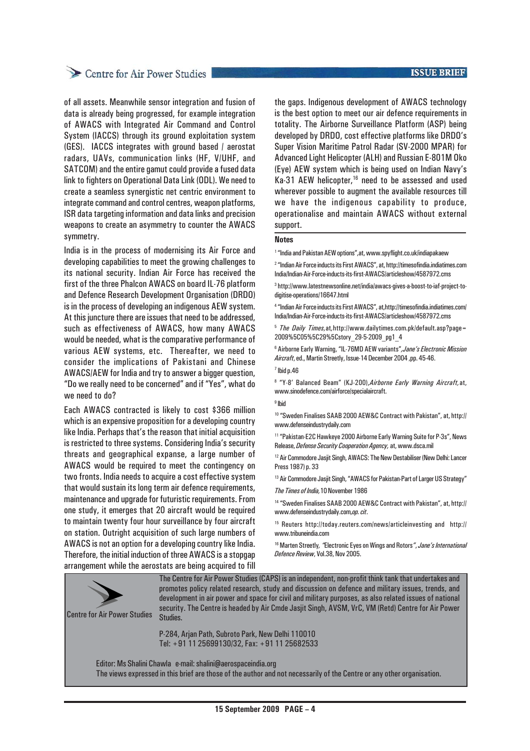of all assets. Meanwhile sensor integration and fusion of data is already being progressed, for example integration of AWACS with Integrated Air Command and Control System (IACCS) through its ground exploitation system (GES). IACCS integrates with ground based / aerostat radars, UAVs, communication links (HF, V/UHF, and SATCOM) and the entire gamut could provide a fused data link to fighters on Operational Data Link (ODL). We need to create a seamless synergistic net centric environment to integrate command and control centres, weapon platforms, ISR data targeting information and data links and precision weapons to create an asymmetry to counter the AWACS symmetry.

India is in the process of modernising its Air Force and developing capabilities to meet the growing challenges to its national security. Indian Air Force has received the first of the three Phalcon AWACS on board IL-76 platform and Defence Research Development Organisation (DRDO) is in the process of developing an indigenous AEW system. At this juncture there are issues that need to be addressed, such as effectiveness of AWACS, how many AWACS would be needed, what is the comparative performance of various AEW systems, etc. Thereafter, we need to consider the implications of Pakistani and Chinese AWACS/AEW for India and try to answer a bigger question, "Do we really need to be concerned" and if "Yes", what do we need to do?

Each AWACS contracted is likely to cost $366 million which is an expensive proposition for a developing country like India. Perhaps that's the reason that initial acquisition is restricted to three systems. Considering India's security threats and geographical expanse, a large number of AWACS would be required to meet the contingency on two fronts. India needs to acquire a cost effective system that would sustain its long term air defence requirements, maintenance and upgrade for futuristic requirements. From one study, it emerges that 20 aircraft would be required to maintain twenty four hour surveillance by four aircraft on station. Outright acquisition of such large numbers of AWACS is not an option for a developing country like India. Therefore, the initial induction of three AWACS is a stopgap arrangement while the aerostats are being acquired to fill the gaps. Indigenous development of AWACS technology is the best option to meet our air defence requirements in totality. The Airborne Surveillance Platform (ASP) being developed by DRDO, cost effective platforms like DRDO's Super Vision Maritime Patrol Radar (SV-2000 MPAR) for Advanced Light Helicopter (ALH) and Russian E-801M Oko (Eye) AEW system which is being used on Indian Navy's Ka-31 AEW helicopter,[16] need to be assessed and used wherever possible to augment the available resources till we have the indigenous capability to produce, operationalise and maintain AWACS without external support.

**Notes**

[1] "India and Pakistan AEW options", at, www.spyflight.co.uk/indiapakaew

[2] "Indian Air Force inducts its First AWACS", at, http://timesofindia.indiatimes.com India/Indian-Air-Force-inducts-its-first-AWACS/articleshow/4587972.cms

[3] http://www.latestnewsonline.net/india/awacs-gives-a-boost-to-iaf-project-to-digitise-operations/16647.html

[4] "Indian Air Force inducts its First AWACS", at, http://timesofindia.indiatimes.com/India/Indian-Air-Force-inducts-its-first-AWACS/articleshow/4587972.cms

[5] *The Daily Times*, at, http://www.dailytimes.com.pk/default.asp?page=2009%5C05%5C29%5Cstory_29-5-2009_pg1_4

[6] Airborne Early Warning, "IL-76MD AEW variants", *Jane's Electronic Mission Aircraft*, ed., Martin Streetly, Issue-14 December 2004, pp. 45-46.

[7] Ibid p.46

[8] "Y-8' Balanced Beam" (KJ-200), *Airborne Early Warning Aircraft*, at, www.sinodefence.com/airforce/specialaircraft.

[9] Ibid

[10] "Sweden Finalises SAAB 2000 AEW&C Contract with Pakistan", at, http://www.defenseindustrydaily.com

[11] "Pakistan-E2C Hawkeye 2000 Airborne Early Warning Suite for P-3s", News Release, *Defense Security Cooperation Agency*, at, www.dsca.mil

[12] Air Commodore Jasjit Singh, AWACS: The New Destabiliser (New Delhi: Lancer Press 1987) p. 33

[13] Air Commodore Jasjit Singh, "AWACS for Pakistan-Part of Larger US Strategy" *The Times of India*, 10 November 1986

[14] "Sweden Finalises SAAB 2000 AEW&C Contract with Pakistan", at, http://www.defenseindustrydaily.com, *op. cit*.

[15] Reuters http://today.reuters.com/news/articleinvesting and http://www.tribuneindia.com

[16] Marten Streetly, "Electronic Eyes on Wings and Rotors", *Jane's International Defence Review*, Vol.38, Nov 2005.

Centre for Air Power Studies

The Centre for Air Power Studies (CAPS) is an independent, non-profit think tank that undertakes and promotes policy related research, study and discussion on defence and military issues, trends, and development in air power and space for civil and military purposes, as also related issues of national security. The Centre is headed by Air Cmde Jasjit Singh, AVSM, VrC, VM (Retd) Centre for Air Power Studies.

P-284, Arjan Path, Subroto Park, New Delhi 110010
Tel: +91 11 25699130/32, Fax: +91 11 25682533

Editor: Ms Shalini Chawla e-mail: shalini@aerospaceindia.org
The views expressed in this brief are those of the author and not necessarily of the Centre or any other organisation.